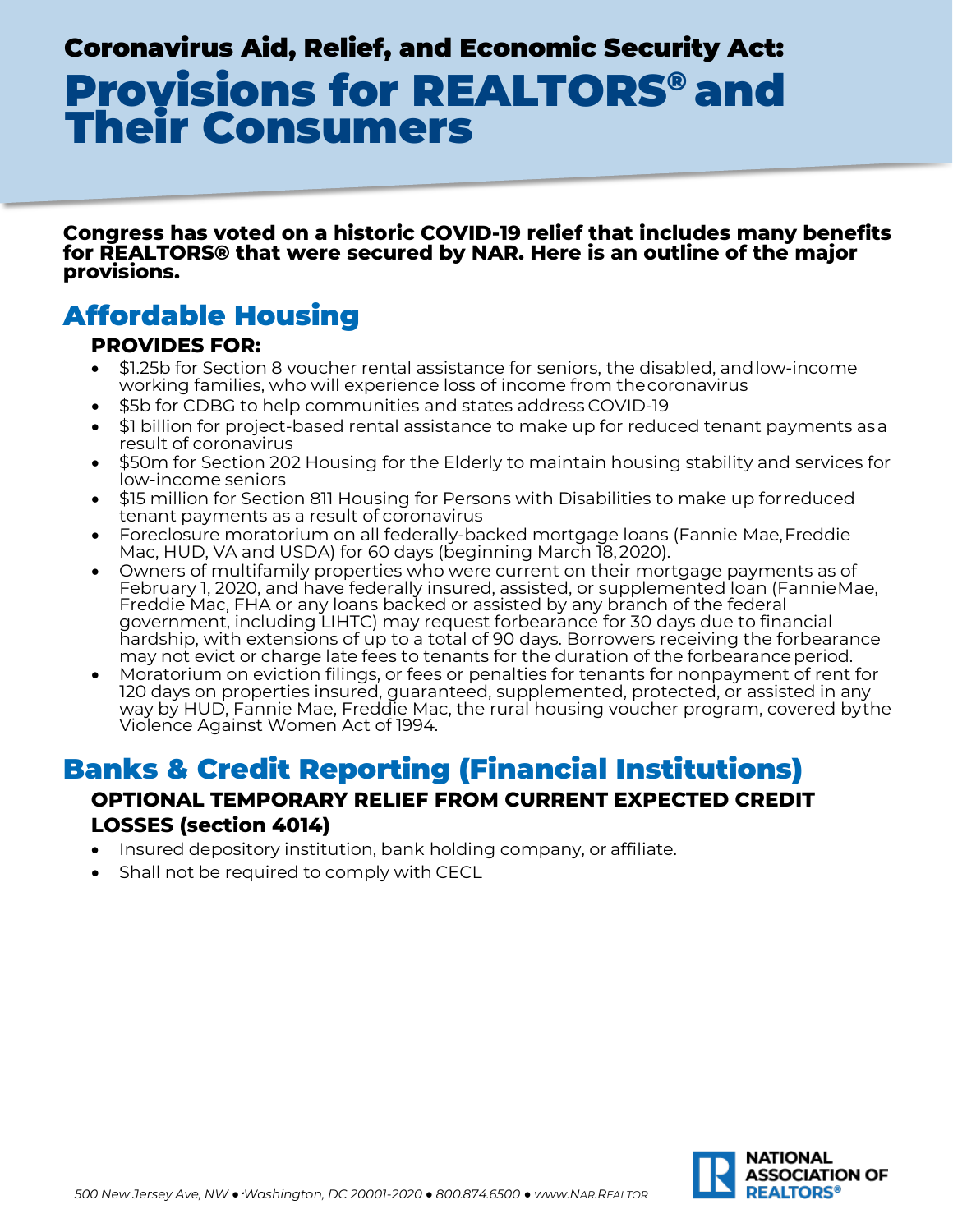## Coronavirus Aid, Relief, and Economic Security Act:

# Provisions for REALTORS® and Their Consumers

**Congress has voted on a historic COVID-19 relief that includes many benefits for REALTORS® that were secured by NAR. Here is an outline of the major provisions.**

## Affordable Housing

### PROVIDES FOR:

- $1.25b for Section 8 voucher rental assistance for seniors, the disabled, and low-income working families, who will experience loss of income from the coronavirus
- $5b for CDBG to help communities and states address COVID-19
- $1 billion for project-based rental assistance to make up for reduced tenant payments as a result of coronavirus
- $50m for Section 202 Housing for the Elderly to maintain housing stability and services for low-income seniors
- $15 million for Section 811 Housing for Persons with Disabilities to make up for reduced tenant payments as a result of coronavirus
- Foreclosure moratorium on all federally-backed mortgage loans (Fannie Mae, Freddie Mac, HUD, VA and USDA) for 60 days (beginning March 18, 2020).
- Owners of multifamily properties who were current on their mortgage payments as of February 1, 2020, and have federally insured, assisted, or supplemented loan (Fannie Mae, Freddie Mac, FHA or any loans backed or assisted by any branch of the federal government, including LIHTC) may request forbearance for 30 days due to financial hardship, with extensions of up to a total of 90 days. Borrowers receiving the forbearance may not evict or charge late fees to tenants for the duration of the forbearance period.
- Moratorium on eviction filings, or fees or penalties for tenants for nonpayment of rent for 120 days on properties insured, guaranteed, supplemented, protected, or assisted in any way by HUD, Fannie Mae, Freddie Mac, the rural housing voucher program, covered by the Violence Against Women Act of 1994.

## Banks & Credit Reporting (Financial Institutions)

### OPTIONAL TEMPORARY RELIEF FROM CURRENT EXPECTED CREDIT LOSSES (section 4014)

- Insured depository institution, bank holding company, or affiliate.
- Shall not be required to comply with CECL

*500 New Jersey Ave, NW • Washington, DC 20001-2020 • 800.874.6500 • www.NAR.REALTOR*

NATIONAL ASSOCIATION OF REALTORS®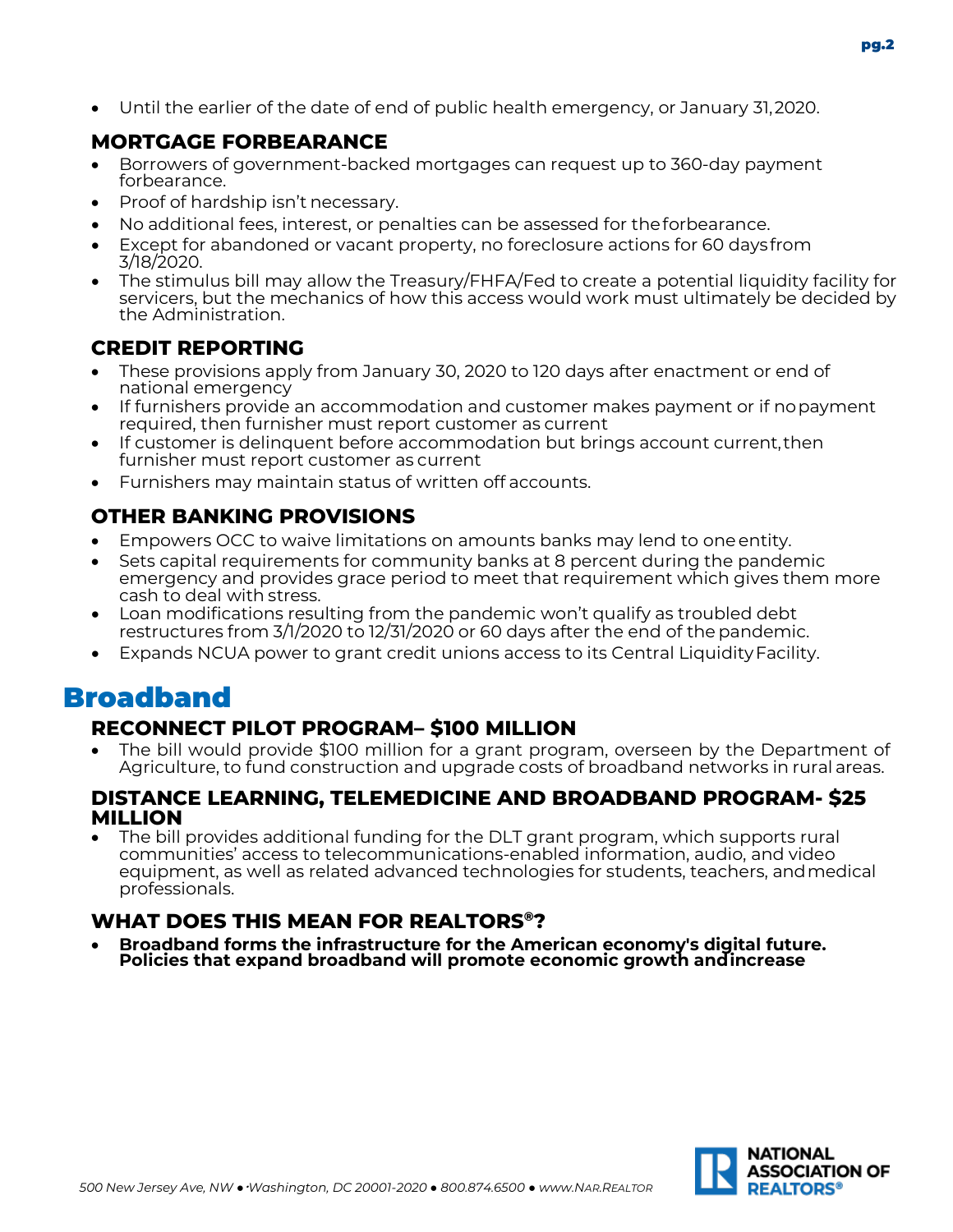- Until the earlier of the date of end of public health emergency, or January 31, 2020.

### MORTGAGE FORBEARANCE

- Borrowers of government-backed mortgages can request up to 360-day payment forbearance.
- Proof of hardship isn't necessary.
- No additional fees, interest, or penalties can be assessed for the forbearance.
- Except for abandoned or vacant property, no foreclosure actions for 60 days from 3/18/2020.
- The stimulus bill may allow the Treasury/FHFA/Fed to create a potential liquidity facility for servicers, but the mechanics of how this access would work must ultimately be decided by the Administration.

### CREDIT REPORTING

- These provisions apply from January 30, 2020 to 120 days after enactment or end of national emergency
- If furnishers provide an accommodation and customer makes payment or if no payment required, then furnisher must report customer as current
- If customer is delinquent before accommodation but brings account current, then furnisher must report customer as current
- Furnishers may maintain status of written off accounts.

### OTHER BANKING PROVISIONS

- Empowers OCC to waive limitations on amounts banks may lend to one entity.
- Sets capital requirements for community banks at 8 percent during the pandemic emergency and provides grace period to meet that requirement which gives them more cash to deal with stress.
- Loan modifications resulting from the pandemic won't qualify as troubled debt restructures from 3/1/2020 to 12/31/2020 or 60 days after the end of the pandemic.
- Expands NCUA power to grant credit unions access to its Central Liquidity Facility.

## Broadband

### RECONNECT PILOT PROGRAM– $100 MILLION

- The bill would provide $100 million for a grant program, overseen by the Department of Agriculture, to fund construction and upgrade costs of broadband networks in rural areas.

### DISTANCE LEARNING, TELEMEDICINE AND BROADBAND PROGRAM- $25 MILLION

- The bill provides additional funding for the DLT grant program, which supports rural communities' access to telecommunications-enabled information, audio, and video equipment, as well as related advanced technologies for students, teachers, and medical professionals.

### WHAT DOES THIS MEAN FOR REALTORS®?

- **Broadband forms the infrastructure for the American economy's digital future. Policies that expand broadband will promote economic growth and increase**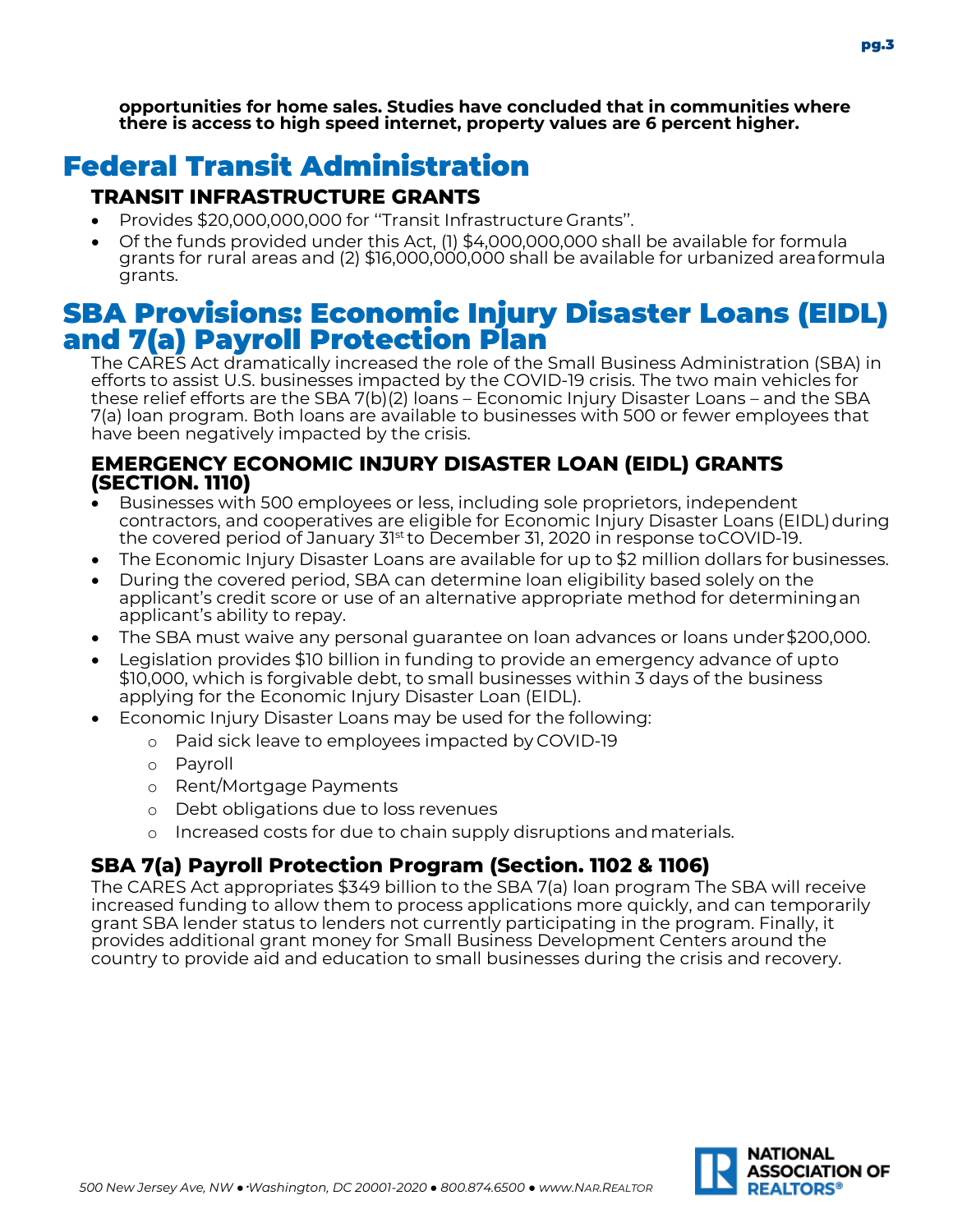**opportunities for home sales. Studies have concluded that in communities where there is access to high speed internet, property values are 6 percent higher.**

# Federal Transit Administration

### TRANSIT INFRASTRUCTURE GRANTS

- Provides $20,000,000,000 for ''Transit Infrastructure Grants''.
- Of the funds provided under this Act, (1) $4,000,000,000 shall be available for formula grants for rural areas and (2) $16,000,000,000 shall be available for urbanized area formula grants.

# SBA Provisions: Economic Injury Disaster Loans (EIDL) and 7(a) Payroll Protection Plan

The CARES Act dramatically increased the role of the Small Business Administration (SBA) in efforts to assist U.S. businesses impacted by the COVID-19 crisis. The two main vehicles for these relief efforts are the SBA 7(b)(2) loans – Economic Injury Disaster Loans – and the SBA 7(a) loan program. Both loans are available to businesses with 500 or fewer employees that have been negatively impacted by the crisis.

### EMERGENCY ECONOMIC INJURY DISASTER LOAN (EIDL) GRANTS (SECTION. 1110)

- Businesses with 500 employees or less, including sole proprietors, independent contractors, and cooperatives are eligible for Economic Injury Disaster Loans (EIDL) during the covered period of January 31st to December 31, 2020 in response to COVID-19.
- The Economic Injury Disaster Loans are available for up to $2 million dollars for businesses.
- During the covered period, SBA can determine loan eligibility based solely on the applicant's credit score or use of an alternative appropriate method for determining an applicant's ability to repay.
- The SBA must waive any personal guarantee on loan advances or loans under $200,000.
- Legislation provides $10 billion in funding to provide an emergency advance of up to $10,000, which is forgivable debt, to small businesses within 3 days of the business applying for the Economic Injury Disaster Loan (EIDL).
- Economic Injury Disaster Loans may be used for the following:
  - Paid sick leave to employees impacted by COVID-19
  - Payroll
  - Rent/Mortgage Payments
  - Debt obligations due to loss revenues
  - Increased costs for due to chain supply disruptions and materials.

### SBA 7(a) Payroll Protection Program (Section. 1102 & 1106)

The CARES Act appropriates $349 billion to the SBA 7(a) loan program The SBA will receive increased funding to allow them to process applications more quickly, and can temporarily grant SBA lender status to lenders not currently participating in the program. Finally, it provides additional grant money for Small Business Development Centers around the country to provide aid and education to small businesses during the crisis and recovery.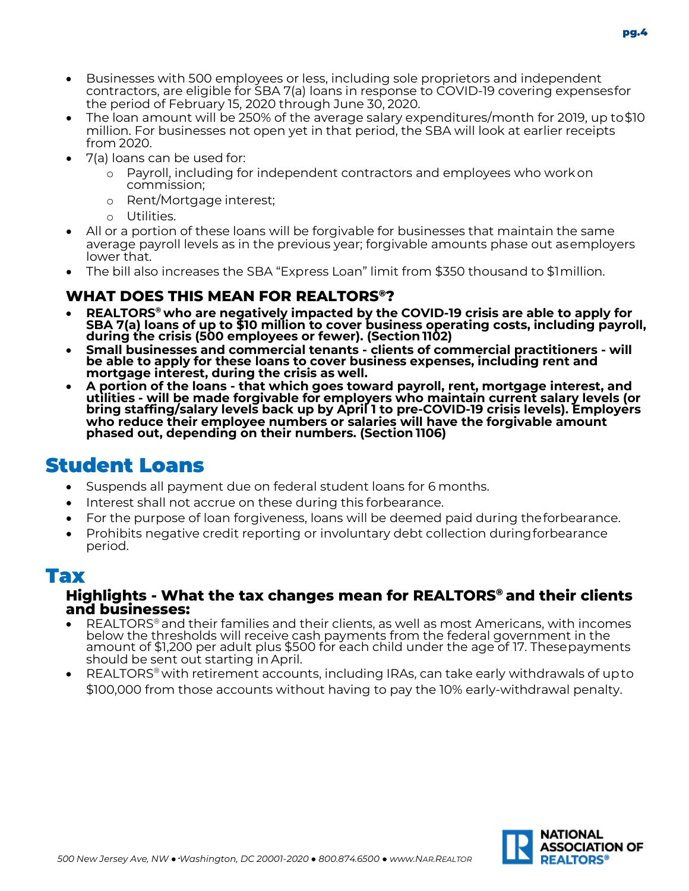- Businesses with 500 employees or less, including sole proprietors and independent contractors, are eligible for SBA 7(a) loans in response to COVID-19 covering expenses for the period of February 15, 2020 through June 30, 2020.
- The loan amount will be 250% of the average salary expenditures/month for 2019, up to $10 million. For businesses not open yet in that period, the SBA will look at earlier receipts from 2020.
- 7(a) loans can be used for:
  - Payroll, including for independent contractors and employees who work on commission;
  - Rent/Mortgage interest;
  - Utilities.
- All or a portion of these loans will be forgivable for businesses that maintain the same average payroll levels as in the previous year; forgivable amounts phase out as employers lower that.
- The bill also increases the SBA "Express Loan" limit from $350 thousand to $1 million.

### WHAT DOES THIS MEAN FOR REALTORS®?

- **REALTORS® who are negatively impacted by the COVID-19 crisis are able to apply for SBA 7(a) loans of up to $10 million to cover business operating costs, including payroll, during the crisis (500 employees or fewer). (Section 1102)**
- **Small businesses and commercial tenants - clients of commercial practitioners - will be able to apply for these loans to cover business expenses, including rent and mortgage interest, during the crisis as well.**
- **A portion of the loans - that which goes toward payroll, rent, mortgage interest, and utilities - will be made forgivable for employers who maintain current salary levels (or bring staffing/salary levels back up by April 1 to pre-COVID-19 crisis levels). Employers who reduce their employee numbers or salaries will have the forgivable amount phased out, depending on their numbers. (Section 1106)**

## Student Loans

- Suspends all payment due on federal student loans for 6 months.
- Interest shall not accrue on these during this forbearance.
- For the purpose of loan forgiveness, loans will be deemed paid during the forbearance.
- Prohibits negative credit reporting or involuntary debt collection during forbearance period.

## Tax

### Highlights - What the tax changes mean for REALTORS® and their clients and businesses:

- REALTORS® and their families and their clients, as well as most Americans, with incomes below the thresholds will receive cash payments from the federal government in the amount of $1,200 per adult plus $500 for each child under the age of 17. These payments should be sent out starting in April.
- REALTORS® with retirement accounts, including IRAs, can take early withdrawals of up to $100,000 from those accounts without having to pay the 10% early-withdrawal penalty.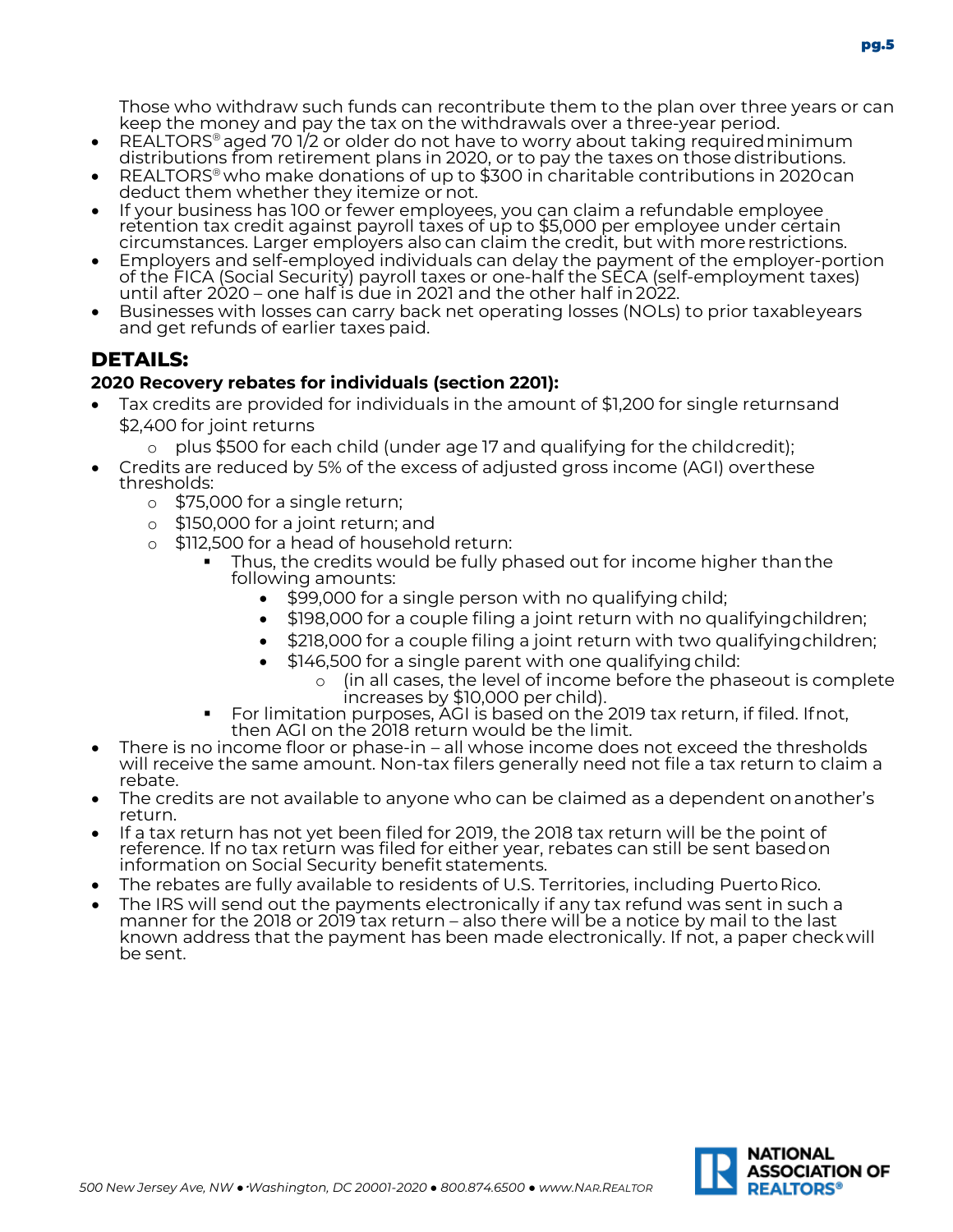Those who withdraw such funds can recontribute them to the plan over three years or can keep the money and pay the tax on the withdrawals over a three-year period.

- REALTORS® aged 70 1/2 or older do not have to worry about taking required minimum distributions from retirement plans in 2020, or to pay the taxes on those distributions.
- REALTORS® who make donations of up to $300 in charitable contributions in 2020 can deduct them whether they itemize or not.
- If your business has 100 or fewer employees, you can claim a refundable employee retention tax credit against payroll taxes of up to $5,000 per employee under certain circumstances. Larger employers also can claim the credit, but with more restrictions.
- Employers and self-employed individuals can delay the payment of the employer-portion of the FICA (Social Security) payroll taxes or one-half the SECA (self-employment taxes) until after 2020 – one half is due in 2021 and the other half in 2022.
- Businesses with losses can carry back net operating losses (NOLs) to prior taxable years and get refunds of earlier taxes paid.

## DETAILS:

**2020 Recovery rebates for individuals (section 2201):**

- Tax credits are provided for individuals in the amount of $1,200 for single returns and $2,400 for joint returns
  - plus $500 for each child (under age 17 and qualifying for the child credit);
- Credits are reduced by 5% of the excess of adjusted gross income (AGI) over these thresholds:
  - $75,000 for a single return;
  - $150,000 for a joint return; and
  - $112,500 for a head of household return:
    - Thus, the credits would be fully phased out for income higher than the following amounts:
      - $99,000 for a single person with no qualifying child;
      - $198,000 for a couple filing a joint return with no qualifying children;
      - $218,000 for a couple filing a joint return with two qualifying children;
      - $146,500 for a single parent with one qualifying child:
        - (in all cases, the level of income before the phaseout is complete increases by $10,000 per child).
    - For limitation purposes, AGI is based on the 2019 tax return, if filed. If not, then AGI on the 2018 return would be the limit.
- There is no income floor or phase-in – all whose income does not exceed the thresholds will receive the same amount. Non-tax filers generally need not file a tax return to claim a rebate.
- The credits are not available to anyone who can be claimed as a dependent on another's return.
- If a tax return has not yet been filed for 2019, the 2018 tax return will be the point of reference. If no tax return was filed for either year, rebates can still be sent based on information on Social Security benefit statements.
- The rebates are fully available to residents of U.S. Territories, including Puerto Rico.
- The IRS will send out the payments electronically if any tax refund was sent in such a manner for the 2018 or 2019 tax return – also there will be a notice by mail to the last known address that the payment has been made electronically. If not, a paper check will be sent.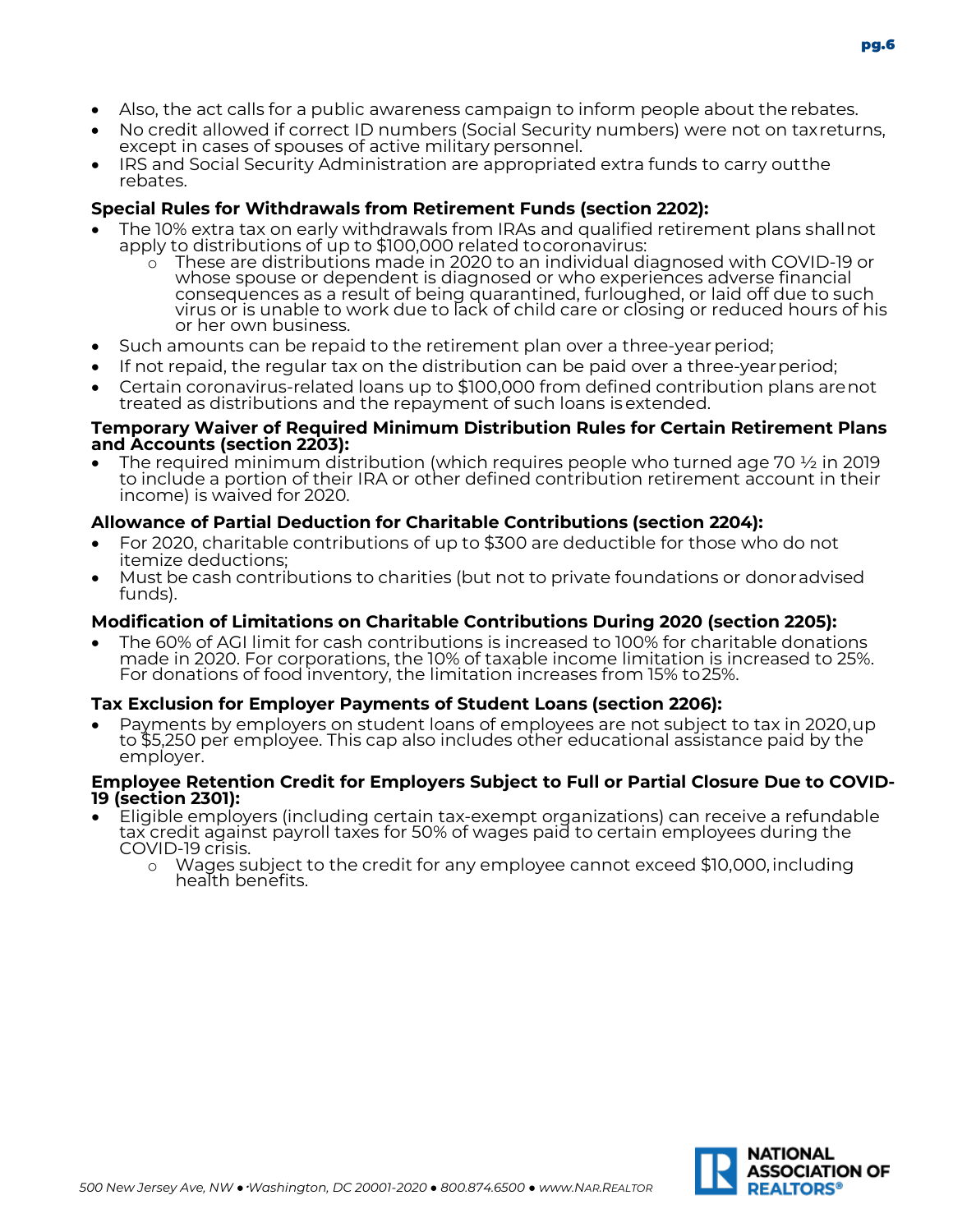- Also, the act calls for a public awareness campaign to inform people about the rebates.
- No credit allowed if correct ID numbers (Social Security numbers) were not on tax returns, except in cases of spouses of active military personnel.
- IRS and Social Security Administration are appropriated extra funds to carry out the rebates.

**Special Rules for Withdrawals from Retirement Funds (section 2202):**

- The 10% extra tax on early withdrawals from IRAs and qualified retirement plans shall not apply to distributions of up to $100,000 related to coronavirus:
    - These are distributions made in 2020 to an individual diagnosed with COVID-19 or whose spouse or dependent is diagnosed or who experiences adverse financial consequences as a result of being quarantined, furloughed, or laid off due to such virus or is unable to work due to lack of child care or closing or reduced hours of his or her own business.
- Such amounts can be repaid to the retirement plan over a three-year period;
- If not repaid, the regular tax on the distribution can be paid over a three-year period;
- Certain coronavirus-related loans up to $100,000 from defined contribution plans are not treated as distributions and the repayment of such loans is extended.

**Temporary Waiver of Required Minimum Distribution Rules for Certain Retirement Plans and Accounts (section 2203):**

- The required minimum distribution (which requires people who turned age 70 ½ in 2019 to include a portion of their IRA or other defined contribution retirement account in their income) is waived for 2020.

**Allowance of Partial Deduction for Charitable Contributions (section 2204):**

- For 2020, charitable contributions of up to $300 are deductible for those who do not itemize deductions;
- Must be cash contributions to charities (but not to private foundations or donor advised funds).

**Modification of Limitations on Charitable Contributions During 2020 (section 2205):**

- The 60% of AGI limit for cash contributions is increased to 100% for charitable donations made in 2020. For corporations, the 10% of taxable income limitation is increased to 25%. For donations of food inventory, the limitation increases from 15% to 25%.

**Tax Exclusion for Employer Payments of Student Loans (section 2206):**

- Payments by employers on student loans of employees are not subject to tax in 2020, up to $5,250 per employee. This cap also includes other educational assistance paid by the employer.

**Employee Retention Credit for Employers Subject to Full or Partial Closure Due to COVID-19 (section 2301):**

- Eligible employers (including certain tax-exempt organizations) can receive a refundable tax credit against payroll taxes for 50% of wages paid to certain employees during the COVID-19 crisis.
    - Wages subject to the credit for any employee cannot exceed $10,000, including health benefits.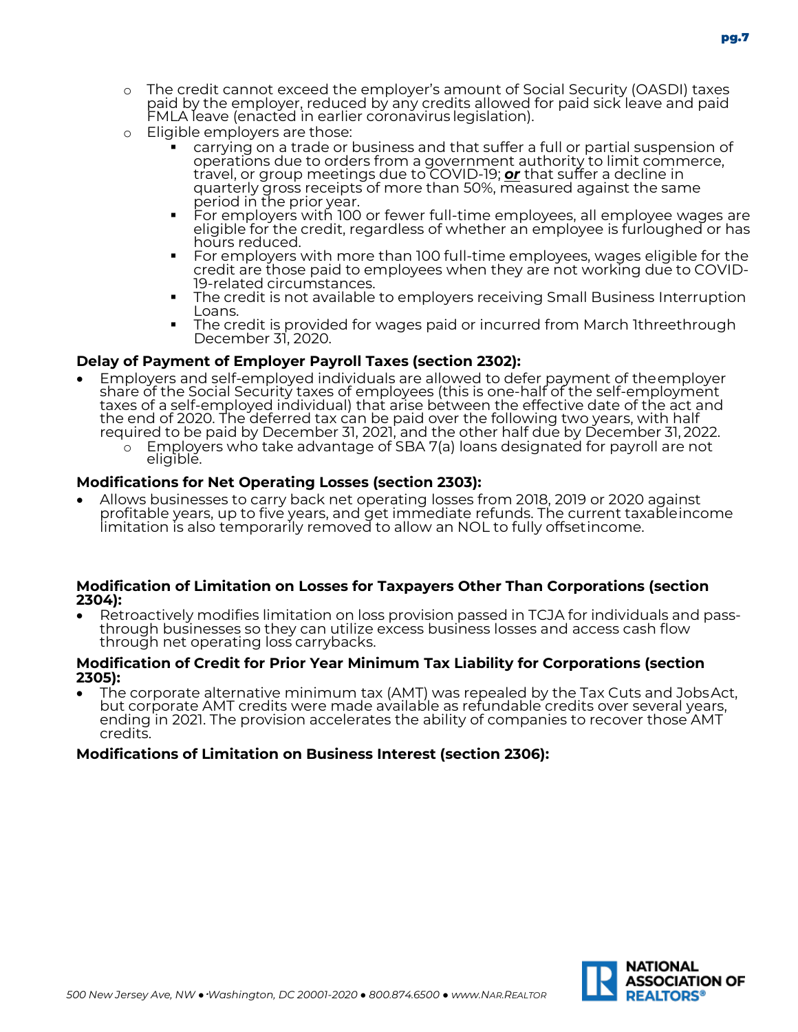- The credit cannot exceed the employer's amount of Social Security (OASDI) taxes paid by the employer, reduced by any credits allowed for paid sick leave and paid FMLA leave (enacted in earlier coronavirus legislation).
- Eligible employers are those:
  - carrying on a trade or business and that suffer a full or partial suspension of operations due to orders from a government authority to limit commerce, travel, or group meetings due to COVID-19; ***or*** that suffer a decline in quarterly gross receipts of more than 50%, measured against the same period in the prior year.
  - For employers with 100 or fewer full-time employees, all employee wages are eligible for the credit, regardless of whether an employee is furloughed or has hours reduced.
  - For employers with more than 100 full-time employees, wages eligible for the credit are those paid to employees when they are not working due to COVID-19-related circumstances.
  - The credit is not available to employers receiving Small Business Interruption Loans.
  - The credit is provided for wages paid or incurred from March 1threethrough December 31, 2020.

**Delay of Payment of Employer Payroll Taxes (section 2302):**

- Employers and self-employed individuals are allowed to defer payment of theemployer share of the Social Security taxes of employees (this is one-half of the self-employment taxes of a self-employed individual) that arise between the effective date of the act and the end of 2020. The deferred tax can be paid over the following two years, with half required to be paid by December 31, 2021, and the other half due by December 31, 2022.
  - Employers who take advantage of SBA 7(a) loans designated for payroll are not eligible.

**Modifications for Net Operating Losses (section 2303):**

- Allows businesses to carry back net operating losses from 2018, 2019 or 2020 against profitable years, up to five years, and get immediate refunds. The current taxableincome limitation is also temporarily removed to allow an NOL to fully offsetincome.

**Modification of Limitation on Losses for Taxpayers Other Than Corporations (section 2304):**

- Retroactively modifies limitation on loss provision passed in TCJA for individuals and pass-through businesses so they can utilize excess business losses and access cash flow through net operating loss carrybacks.

**Modification of Credit for Prior Year Minimum Tax Liability for Corporations (section 2305):**

- The corporate alternative minimum tax (AMT) was repealed by the Tax Cuts and JobsAct, but corporate AMT credits were made available as refundable credits over several years, ending in 2021. The provision accelerates the ability of companies to recover those AMT credits.

**Modifications of Limitation on Business Interest (section 2306):**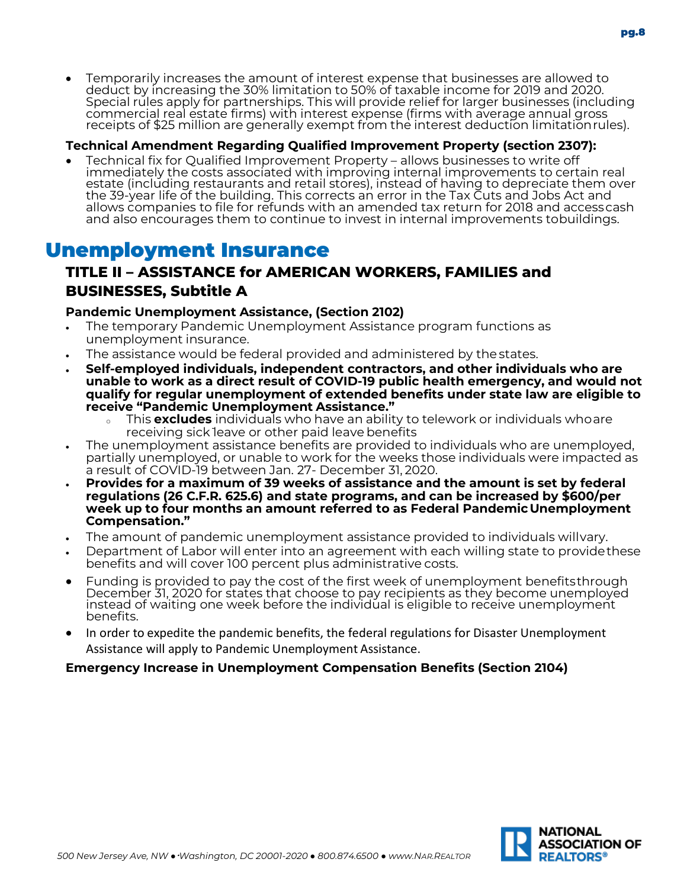- Temporarily increases the amount of interest expense that businesses are allowed to deduct by increasing the 30% limitation to 50% of taxable income for 2019 and 2020. Special rules apply for partnerships. This will provide relief for larger businesses (including commercial real estate firms) with interest expense (firms with average annual gross receipts of $25 million are generally exempt from the interest deduction limitation rules).

**Technical Amendment Regarding Qualified Improvement Property (section 2307):**

- Technical fix for Qualified Improvement Property – allows businesses to write off immediately the costs associated with improving internal improvements to certain real estate (including restaurants and retail stores), instead of having to depreciate them over the 39-year life of the building. This corrects an error in the Tax Cuts and Jobs Act and allows companies to file for refunds with an amended tax return for 2018 and access cash and also encourages them to continue to invest in internal improvements to buildings.

# Unemployment Insurance

## TITLE II – ASSISTANCE for AMERICAN WORKERS, FAMILIES and BUSINESSES, Subtitle A

**Pandemic Unemployment Assistance, (Section 2102)**

- The temporary Pandemic Unemployment Assistance program functions as unemployment insurance.
- The assistance would be federal provided and administered by the states.
- **Self-employed individuals, independent contractors, and other individuals who are unable to work as a direct result of COVID-19 public health emergency, and would not qualify for regular unemployment of extended benefits under state law are eligible to receive "Pandemic Unemployment Assistance."**
  - This **excludes** individuals who have an ability to telework or individuals who are receiving sick leave or other paid leave benefits
- The unemployment assistance benefits are provided to individuals who are unemployed, partially unemployed, or unable to work for the weeks those individuals were impacted as a result of COVID-19 between Jan. 27- December 31, 2020.
- **Provides for a maximum of 39 weeks of assistance and the amount is set by federal regulations (26 C.F.R. 625.6) and state programs, and can be increased by $600/per week up to four months an amount referred to as Federal Pandemic Unemployment Compensation."**
- The amount of pandemic unemployment assistance provided to individuals will vary.
- Department of Labor will enter into an agreement with each willing state to provide these benefits and will cover 100 percent plus administrative costs.
- Funding is provided to pay the cost of the first week of unemployment benefits through December 31, 2020 for states that choose to pay recipients as they become unemployed instead of waiting one week before the individual is eligible to receive unemployment benefits.
- In order to expedite the pandemic benefits, the federal regulations for Disaster Unemployment Assistance will apply to Pandemic Unemployment Assistance.

**Emergency Increase in Unemployment Compensation Benefits (Section 2104)**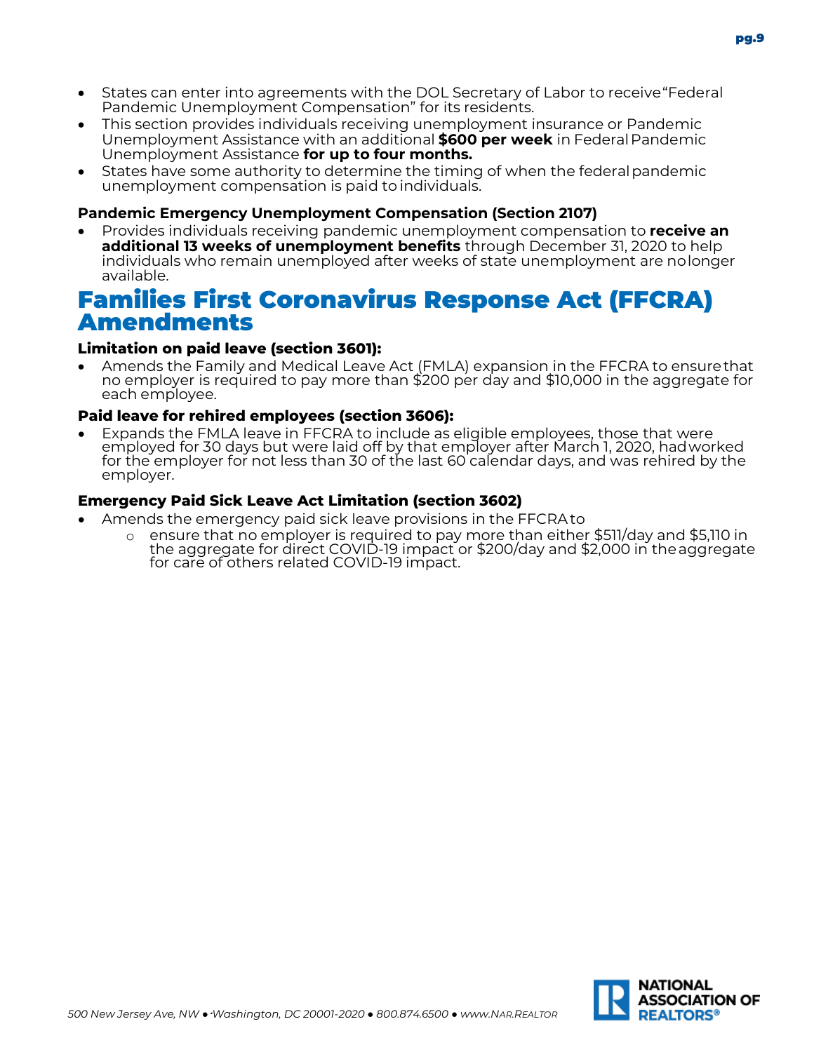- States can enter into agreements with the DOL Secretary of Labor to receive "Federal Pandemic Unemployment Compensation" for its residents.
- This section provides individuals receiving unemployment insurance or Pandemic Unemployment Assistance with an additional **$600 per week** in Federal Pandemic Unemployment Assistance **for up to four months.**
- States have some authority to determine the timing of when the federal pandemic unemployment compensation is paid to individuals.

### Pandemic Emergency Unemployment Compensation (Section 2107)

- Provides individuals receiving pandemic unemployment compensation to **receive an additional 13 weeks of unemployment benefits** through December 31, 2020 to help individuals who remain unemployed after weeks of state unemployment are no longer available.

## Families First Coronavirus Response Act (FFCRA) Amendments

### Limitation on paid leave (section 3601):

- Amends the Family and Medical Leave Act (FMLA) expansion in the FFCRA to ensure that no employer is required to pay more than $200 per day and $10,000 in the aggregate for each employee.

### Paid leave for rehired employees (section 3606):

- Expands the FMLA leave in FFCRA to include as eligible employees, those that were employed for 30 days but were laid off by that employer after March 1, 2020, had worked for the employer for not less than 30 of the last 60 calendar days, and was rehired by the employer.

### Emergency Paid Sick Leave Act Limitation (section 3602)

- Amends the emergency paid sick leave provisions in the FFCRA to
  - ensure that no employer is required to pay more than either $511/day and $5,110 in the aggregate for direct COVID-19 impact or $200/day and $2,000 in the aggregate for care of others related COVID-19 impact.